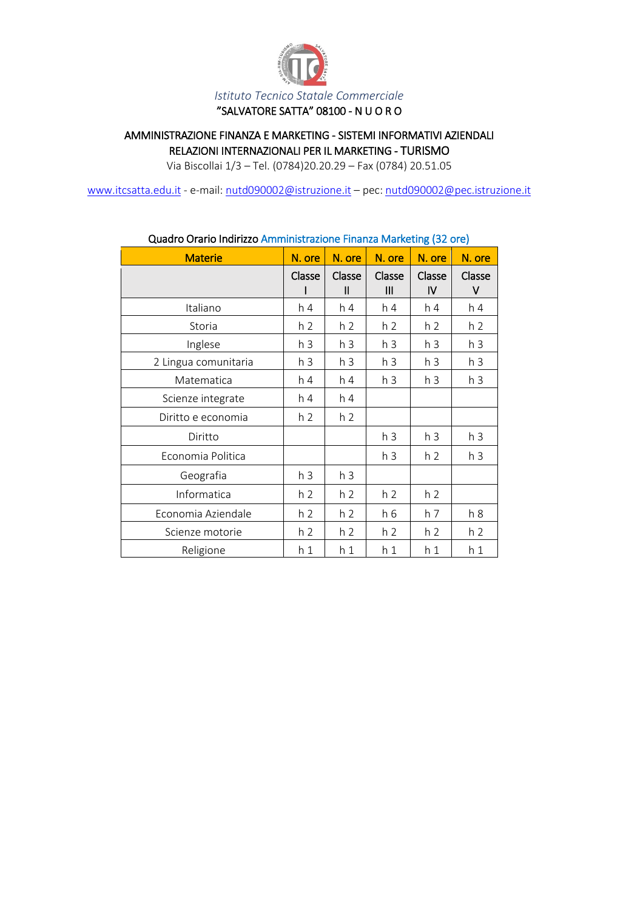*Istituto Tecnico Statale Commerciale*

"SALVATORE SATTA" 08100 - N U O R O

AMMINISTRAZIONE FINANZA E MARKETING - SISTEMI INFORMATIVI AZIENDALI
RELAZIONI INTERNAZIONALI PER IL MARKETING - TURISMO

Via Biscollai 1/3 – Tel. (0784)20.20.29 – Fax (0784) 20.51.05

www.itcsatta.edu.it - e-mail: nutd090002@istruzione.it – pec: nutd090002@pec.istruzione.it

Quadro Orario Indirizzo Amministrazione Finanza Marketing (32 ore)

| Materie | N. ore | N. ore | N. ore | N. ore | N. ore |
|---|---|---|---|---|---|
| | Classe I | Classe II | Classe III | Classe IV | Classe V |
| Italiano | h 4 | h 4 | h 4 | h 4 | h 4 |
| Storia | h 2 | h 2 | h 2 | h 2 | h 2 |
| Inglese | h 3 | h 3 | h 3 | h 3 | h 3 |
| 2 Lingua comunitaria | h 3 | h 3 | h 3 | h 3 | h 3 |
| Matematica | h 4 | h 4 | h 3 | h 3 | h 3 |
| Scienze integrate | h 4 | h 4 | | | |
| Diritto e economia | h 2 | h 2 | | | |
| Diritto | | | h 3 | h 3 | h 3 |
| Economia Politica | | | h 3 | h 2 | h 3 |
| Geografia | h 3 | h 3 | | | |
| Informatica | h 2 | h 2 | h 2 | h 2 | |
| Economia Aziendale | h 2 | h 2 | h 6 | h 7 | h 8 |
| Scienze motorie | h 2 | h 2 | h 2 | h 2 | h 2 |
| Religione | h 1 | h 1 | h 1 | h 1 | h 1 |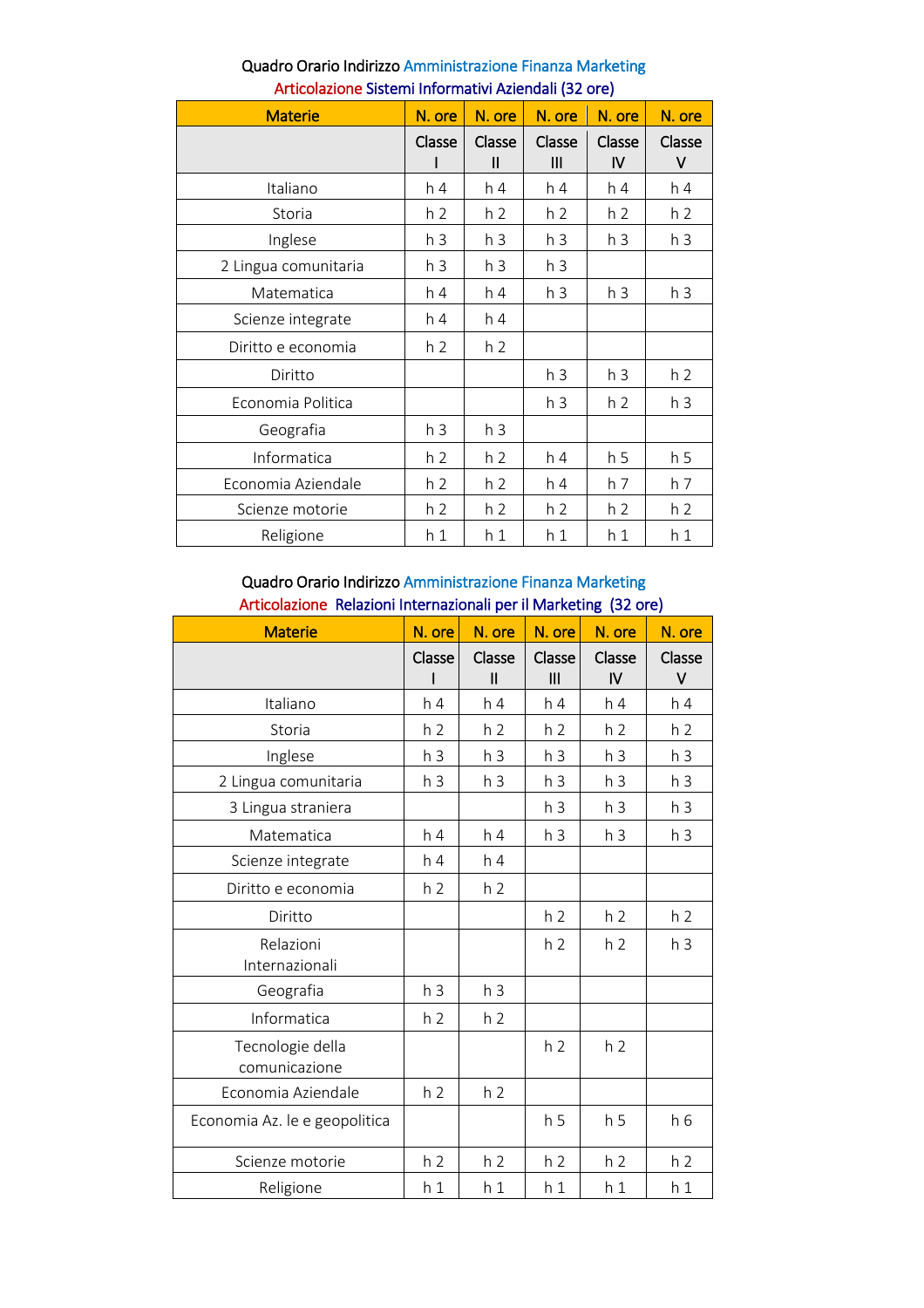Quadro Orario Indirizzo Amministrazione Finanza Marketing
Articolazione Sistemi Informativi Aziendali (32 ore)

| Materie | N. ore | N. ore | N. ore | N. ore | N. ore |
|---|---|---|---|---|---|
| | Classe I | Classe II | Classe III | Classe IV | Classe V |
| Italiano | h 4 | h 4 | h 4 | h 4 | h 4 |
| Storia | h 2 | h 2 | h 2 | h 2 | h 2 |
| Inglese | h 3 | h 3 | h 3 | h 3 | h 3 |
| 2 Lingua comunitaria | h 3 | h 3 | h 3 | | |
| Matematica | h 4 | h 4 | h 3 | h 3 | h 3 |
| Scienze integrate | h 4 | h 4 | | | |
| Diritto e economia | h 2 | h 2 | | | |
| Diritto | | | h 3 | h 3 | h 2 |
| Economia Politica | | | h 3 | h 2 | h 3 |
| Geografia | h 3 | h 3 | | | |
| Informatica | h 2 | h 2 | h 4 | h 5 | h 5 |
| Economia Aziendale | h 2 | h 2 | h 4 | h 7 | h 7 |
| Scienze motorie | h 2 | h 2 | h 2 | h 2 | h 2 |
| Religione | h 1 | h 1 | h 1 | h 1 | h 1 |

Quadro Orario Indirizzo Amministrazione Finanza Marketing
Articolazione Relazioni Internazionali per il Marketing (32 ore)

| Materie | N. ore | N. ore | N. ore | N. ore | N. ore |
|---|---|---|---|---|---|
| | Classe I | Classe II | Classe III | Classe IV | Classe V |
| Italiano | h 4 | h 4 | h 4 | h 4 | h 4 |
| Storia | h 2 | h 2 | h 2 | h 2 | h 2 |
| Inglese | h 3 | h 3 | h 3 | h 3 | h 3 |
| 2 Lingua comunitaria | h 3 | h 3 | h 3 | h 3 | h 3 |
| 3 Lingua straniera | | | h 3 | h 3 | h 3 |
| Matematica | h 4 | h 4 | h 3 | h 3 | h 3 |
| Scienze integrate | h 4 | h 4 | | | |
| Diritto e economia | h 2 | h 2 | | | |
| Diritto | | | h 2 | h 2 | h 2 |
| Relazioni Internazionali | | | h 2 | h 2 | h 3 |
| Geografia | h 3 | h 3 | | | |
| Informatica | h 2 | h 2 | | | |
| Tecnologie della comunicazione | | | h 2 | h 2 | |
| Economia Aziendale | h 2 | h 2 | | | |
| Economia Az. le e geopolitica | | | h 5 | h 5 | h 6 |
| Scienze motorie | h 2 | h 2 | h 2 | h 2 | h 2 |
| Religione | h 1 | h 1 | h 1 | h 1 | h 1 |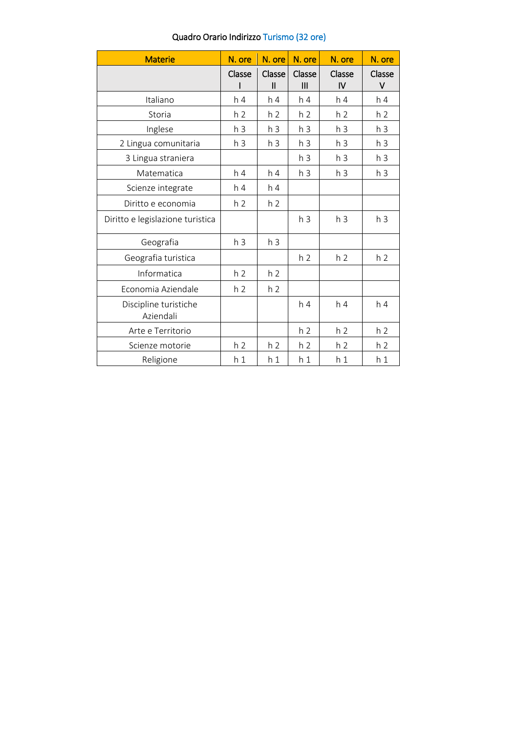Quadro Orario Indirizzo Turismo (32 ore)

| Materie | N. ore | N. ore | N. ore | N. ore | N. ore |
|---|---|---|---|---|---|
| | Classe I | Classe II | Classe III | Classe IV | Classe V |
| Italiano | h 4 | h 4 | h 4 | h 4 | h 4 |
| Storia | h 2 | h 2 | h 2 | h 2 | h 2 |
| Inglese | h 3 | h 3 | h 3 | h 3 | h 3 |
| 2 Lingua comunitaria | h 3 | h 3 | h 3 | h 3 | h 3 |
| 3 Lingua straniera | | | h 3 | h 3 | h 3 |
| Matematica | h 4 | h 4 | h 3 | h 3 | h 3 |
| Scienze integrate | h 4 | h 4 | | | |
| Diritto e economia | h 2 | h 2 | | | |
| Diritto e legislazione turistica | | | h 3 | h 3 | h 3 |
| Geografia | h 3 | h 3 | | | |
| Geografia turistica | | | h 2 | h 2 | h 2 |
| Informatica | h 2 | h 2 | | | |
| Economia Aziendale | h 2 | h 2 | | | |
| Discipline turistiche Aziendali | | | h 4 | h 4 | h 4 |
| Arte e Territorio | | | h 2 | h 2 | h 2 |
| Scienze motorie | h 2 | h 2 | h 2 | h 2 | h 2 |
| Religione | h 1 | h 1 | h 1 | h 1 | h 1 |